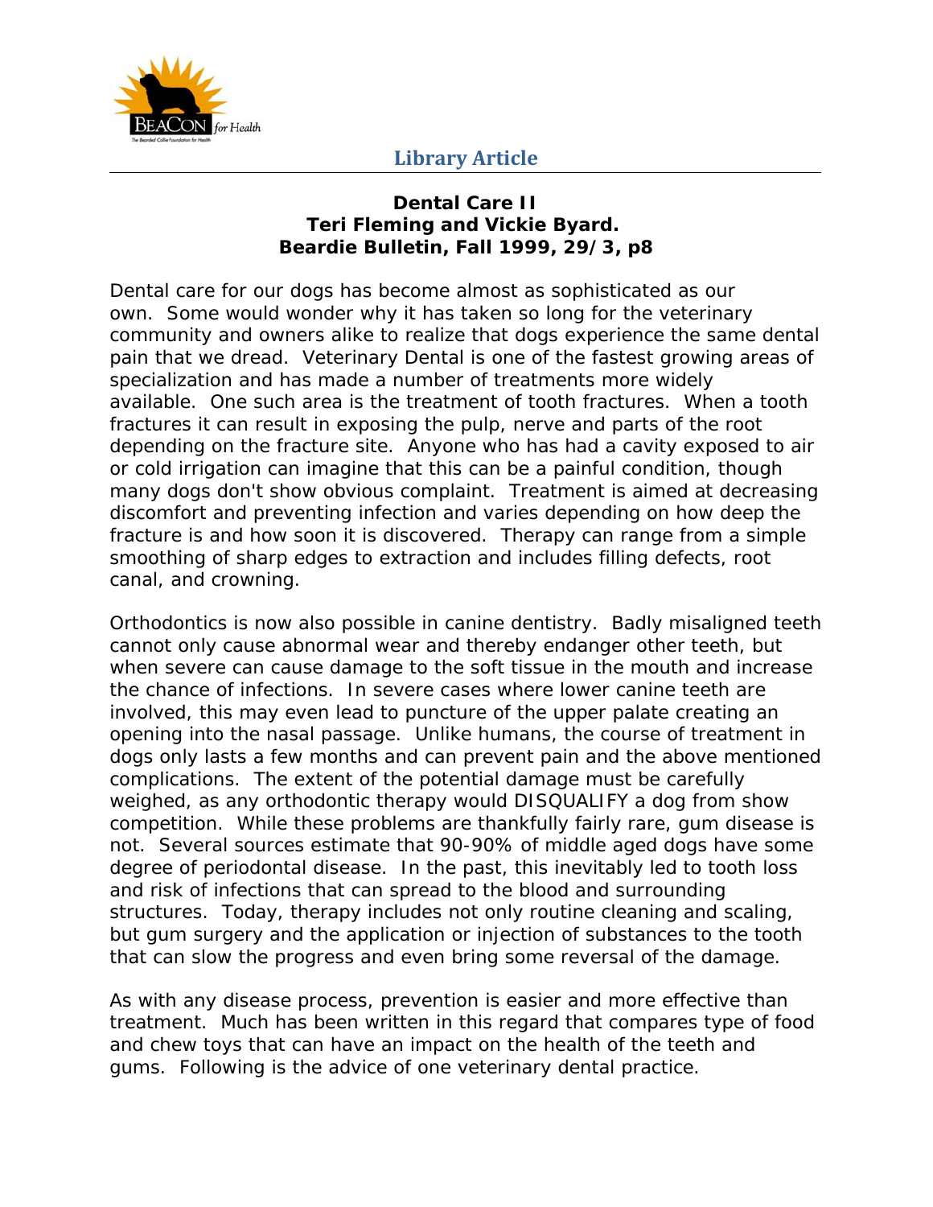## Library Article

**Dental Care II**
**Teri Fleming and Vickie Byard.**
**Beardie Bulletin, Fall 1999, 29/3, p8**

Dental care for our dogs has become almost as sophisticated as our own. Some would wonder why it has taken so long for the veterinary community and owners alike to realize that dogs experience the same dental pain that we dread. Veterinary Dental is one of the fastest growing areas of specialization and has made a number of treatments more widely available. One such area is the treatment of tooth fractures. When a tooth fractures it can result in exposing the pulp, nerve and parts of the root depending on the fracture site. Anyone who has had a cavity exposed to air or cold irrigation can imagine that this can be a painful condition, though many dogs don't show obvious complaint. Treatment is aimed at decreasing discomfort and preventing infection and varies depending on how deep the fracture is and how soon it is discovered. Therapy can range from a simple smoothing of sharp edges to extraction and includes filling defects, root canal, and crowning.

Orthodontics is now also possible in canine dentistry. Badly misaligned teeth cannot only cause abnormal wear and thereby endanger other teeth, but when severe can cause damage to the soft tissue in the mouth and increase the chance of infections. In severe cases where lower canine teeth are involved, this may even lead to puncture of the upper palate creating an opening into the nasal passage. Unlike humans, the course of treatment in dogs only lasts a few months and can prevent pain and the above mentioned complications. The extent of the potential damage must be carefully weighed, as any orthodontic therapy would DISQUALIFY a dog from show competition. While these problems are thankfully fairly rare, gum disease is not. Several sources estimate that 90-90% of middle aged dogs have some degree of periodontal disease. In the past, this inevitably led to tooth loss and risk of infections that can spread to the blood and surrounding structures. Today, therapy includes not only routine cleaning and scaling, but gum surgery and the application or injection of substances to the tooth that can slow the progress and even bring some reversal of the damage.

As with any disease process, prevention is easier and more effective than treatment. Much has been written in this regard that compares type of food and chew toys that can have an impact on the health of the teeth and gums. Following is the advice of one veterinary dental practice.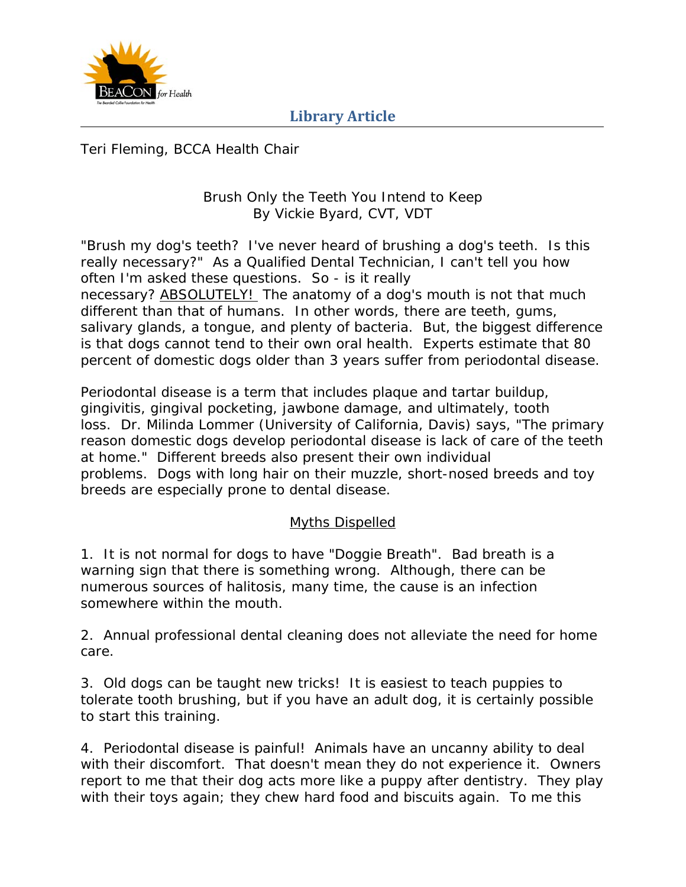Teri Fleming, BCCA Health Chair

Brush Only the Teeth You Intend to Keep
By Vickie Byard, CVT, VDT

"Brush my dog's teeth? I've never heard of brushing a dog's teeth. Is this really necessary?" As a Qualified Dental Technician, I can't tell you how often I'm asked these questions. So - is it really necessary? ABSOLUTELY! The anatomy of a dog's mouth is not that much different than that of humans. In other words, there are teeth, gums, salivary glands, a tongue, and plenty of bacteria. But, the biggest difference is that dogs cannot tend to their own oral health. Experts estimate that 80 percent of domestic dogs older than 3 years suffer from periodontal disease.

Periodontal disease is a term that includes plaque and tartar buildup, gingivitis, gingival pocketing, jawbone damage, and ultimately, tooth loss. Dr. Milinda Lommer (University of California, Davis) says, "The primary reason domestic dogs develop periodontal disease is lack of care of the teeth at home." Different breeds also present their own individual problems. Dogs with long hair on their muzzle, short-nosed breeds and toy breeds are especially prone to dental disease.

## Myths Dispelled

1. It is not normal for dogs to have "Doggie Breath". Bad breath is a warning sign that there is something wrong. Although, there can be numerous sources of halitosis, many time, the cause is an infection somewhere within the mouth.

2. Annual professional dental cleaning does not alleviate the need for home care.

3. Old dogs can be taught new tricks! It is easiest to teach puppies to tolerate tooth brushing, but if you have an adult dog, it is certainly possible to start this training.

4. Periodontal disease is painful! Animals have an uncanny ability to deal with their discomfort. That doesn't mean they do not experience it. Owners report to me that their dog acts more like a puppy after dentistry. They play with their toys again; they chew hard food and biscuits again. To me this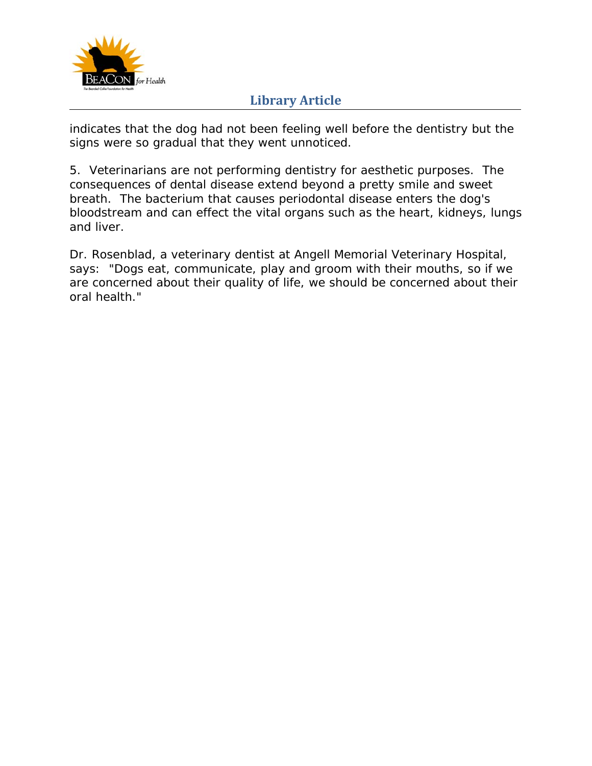indicates that the dog had not been feeling well before the dentistry but the signs were so gradual that they went unnoticed.

5. Veterinarians are not performing dentistry for aesthetic purposes. The consequences of dental disease extend beyond a pretty smile and sweet breath. The bacterium that causes periodontal disease enters the dog's bloodstream and can effect the vital organs such as the heart, kidneys, lungs and liver.

Dr. Rosenblad, a veterinary dentist at Angell Memorial Veterinary Hospital, says: "Dogs eat, communicate, play and groom with their mouths, so if we are concerned about their quality of life, we should be concerned about their oral health."